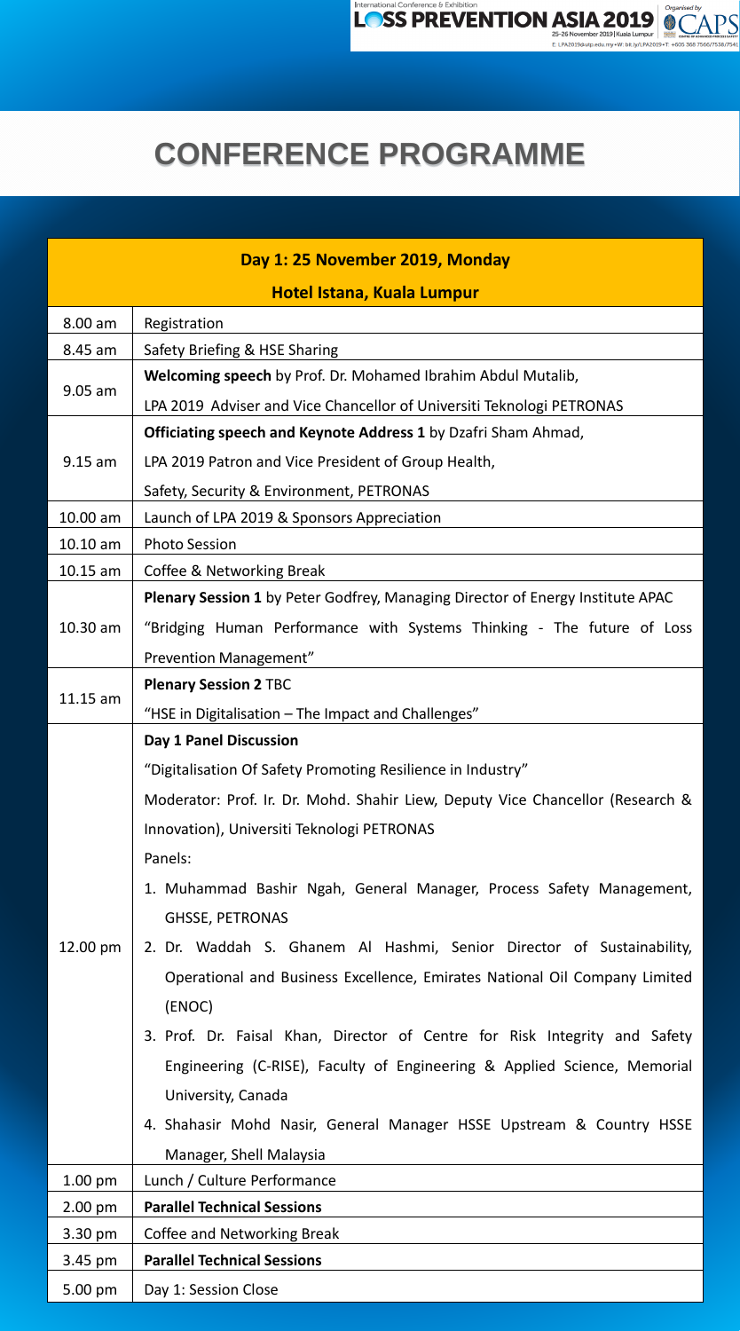# CONFERENCE PROGRAMME

| Day 1: 25 November 2019, Monday | |
|---|---|
| **Hotel Istana, Kuala Lumpur** | |
| 8.00 am | Registration |
| 8.45 am | Safety Briefing & HSE Sharing |
| 9.05 am | **Welcoming speech** by Prof. Dr. Mohamed Ibrahim Abdul Mutalib,<br>LPA 2019 Adviser and Vice Chancellor of Universiti Teknologi PETRONAS |
| 9.15 am | **Officiating speech and Keynote Address 1** by Dzafri Sham Ahmad,<br>LPA 2019 Patron and Vice President of Group Health,<br>Safety, Security & Environment, PETRONAS |
| 10.00 am | Launch of LPA 2019 & Sponsors Appreciation |
| 10.10 am | Photo Session |
| 10.15 am | Coffee & Networking Break |
| 10.30 am | **Plenary Session 1** by Peter Godfrey, Managing Director of Energy Institute APAC<br>"Bridging Human Performance with Systems Thinking - The future of Loss Prevention Management" |
| 11.15 am | **Plenary Session 2** TBC<br>"HSE in Digitalisation – The Impact and Challenges" |
| 12.00 pm | **Day 1 Panel Discussion**<br>"Digitalisation Of Safety Promoting Resilience in Industry"<br>Moderator: Prof. Ir. Dr. Mohd. Shahir Liew, Deputy Vice Chancellor (Research & Innovation), Universiti Teknologi PETRONAS<br>Panels:<br>1. Muhammad Bashir Ngah, General Manager, Process Safety Management, GHSSE, PETRONAS<br>2. Dr. Waddah S. Ghanem Al Hashmi, Senior Director of Sustainability, Operational and Business Excellence, Emirates National Oil Company Limited (ENOC)<br>3. Prof. Dr. Faisal Khan, Director of Centre for Risk Integrity and Safety Engineering (C-RISE), Faculty of Engineering & Applied Science, Memorial University, Canada<br>4. Shahasir Mohd Nasir, General Manager HSSE Upstream & Country HSSE Manager, Shell Malaysia |
| 1.00 pm | Lunch / Culture Performance |
| 2.00 pm | **Parallel Technical Sessions** |
| 3.30 pm | Coffee and Networking Break |
| 3.45 pm | **Parallel Technical Sessions** |
| 5.00 pm | Day 1: Session Close |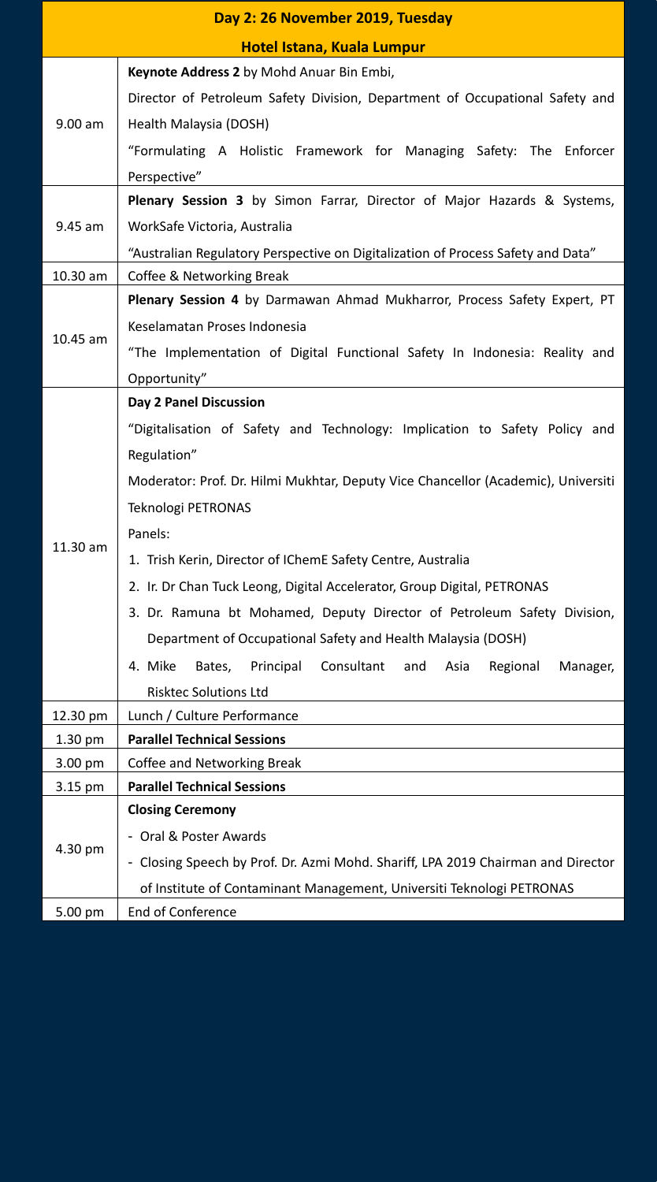| Day 2: 26 November 2019, Tuesday | |
|---|---|
| **Hotel Istana, Kuala Lumpur** | |
| 9.00 am | **Keynote Address 2** by Mohd Anuar Bin Embi, Director of Petroleum Safety Division, Department of Occupational Safety and Health Malaysia (DOSH) “Formulating A Holistic Framework for Managing Safety: The Enforcer Perspective” |
| 9.45 am | **Plenary Session 3** by Simon Farrar, Director of Major Hazards & Systems, WorkSafe Victoria, Australia “Australian Regulatory Perspective on Digitalization of Process Safety and Data” |
| 10.30 am | Coffee & Networking Break |
| 10.45 am | **Plenary Session 4** by Darmawan Ahmad Mukharror, Process Safety Expert, PT Keselamatan Proses Indonesia “The Implementation of Digital Functional Safety In Indonesia: Reality and Opportunity” |
| 11.30 am | **Day 2 Panel Discussion** “Digitalisation of Safety and Technology: Implication to Safety Policy and Regulation” Moderator: Prof. Dr. Hilmi Mukhtar, Deputy Vice Chancellor (Academic), Universiti Teknologi PETRONAS Panels: 1. Trish Kerin, Director of IChemE Safety Centre, Australia 2. Ir. Dr Chan Tuck Leong, Digital Accelerator, Group Digital, PETRONAS 3. Dr. Ramuna bt Mohamed, Deputy Director of Petroleum Safety Division, Department of Occupational Safety and Health Malaysia (DOSH) 4. Mike Bates, Principal Consultant and Asia Regional Manager, Risktec Solutions Ltd |
| 12.30 pm | Lunch / Culture Performance |
| 1.30 pm | **Parallel Technical Sessions** |
| 3.00 pm | Coffee and Networking Break |
| 3.15 pm | **Parallel Technical Sessions** |
| 4.30 pm | **Closing Ceremony** - Oral & Poster Awards - Closing Speech by Prof. Dr. Azmi Mohd. Shariff, LPA 2019 Chairman and Director of Institute of Contaminant Management, Universiti Teknologi PETRONAS |
| 5.00 pm | End of Conference |